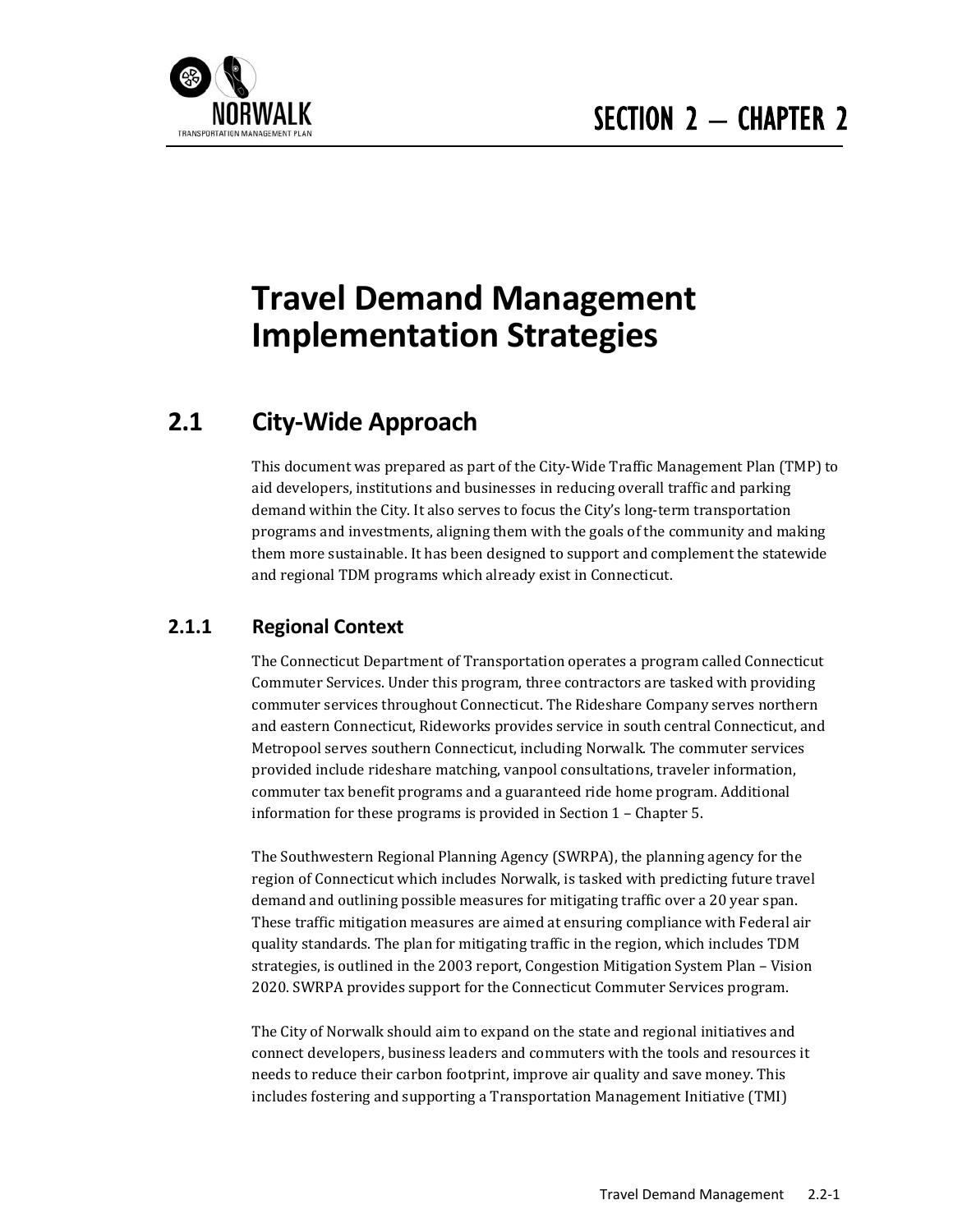# SECTION 2 – CHAPTER 2

# Travel Demand Management Implementation Strategies

## 2.1 City-Wide Approach

This document was prepared as part of the City-Wide Traffic Management Plan (TMP) to aid developers, institutions and businesses in reducing overall traffic and parking demand within the City. It also serves to focus the City's long-term transportation programs and investments, aligning them with the goals of the community and making them more sustainable. It has been designed to support and complement the statewide and regional TDM programs which already exist in Connecticut.

### 2.1.1 Regional Context

The Connecticut Department of Transportation operates a program called Connecticut Commuter Services. Under this program, three contractors are tasked with providing commuter services throughout Connecticut. The Rideshare Company serves northern and eastern Connecticut, Rideworks provides service in south central Connecticut, and Metropool serves southern Connecticut, including Norwalk. The commuter services provided include rideshare matching, vanpool consultations, traveler information, commuter tax benefit programs and a guaranteed ride home program. Additional information for these programs is provided in Section 1 – Chapter 5.

The Southwestern Regional Planning Agency (SWRPA), the planning agency for the region of Connecticut which includes Norwalk, is tasked with predicting future travel demand and outlining possible measures for mitigating traffic over a 20 year span. These traffic mitigation measures are aimed at ensuring compliance with Federal air quality standards. The plan for mitigating traffic in the region, which includes TDM strategies, is outlined in the 2003 report, Congestion Mitigation System Plan – Vision 2020. SWRPA provides support for the Connecticut Commuter Services program.

The City of Norwalk should aim to expand on the state and regional initiatives and connect developers, business leaders and commuters with the tools and resources it needs to reduce their carbon footprint, improve air quality and save money. This includes fostering and supporting a Transportation Management Initiative (TMI)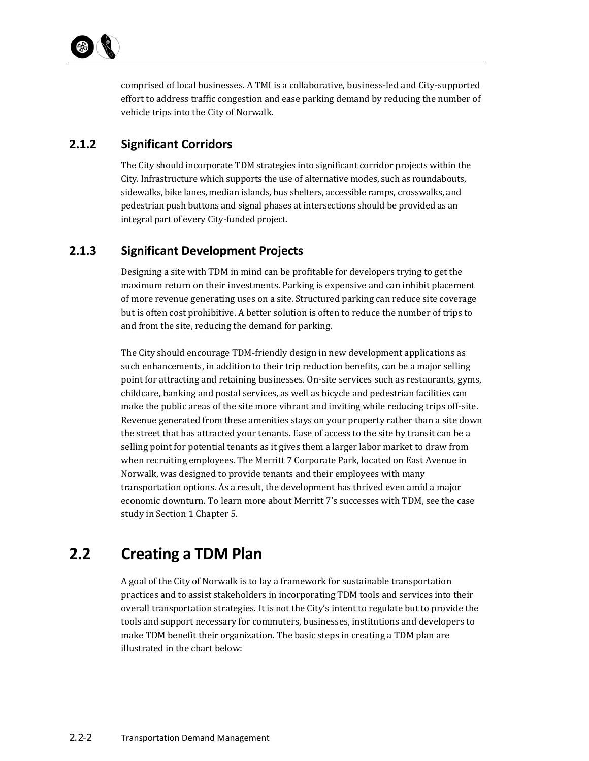comprised of local businesses. A TMI is a collaborative, business-led and City-supported effort to address traffic congestion and ease parking demand by reducing the number of vehicle trips into the City of Norwalk.

### 2.1.2 Significant Corridors

The City should incorporate TDM strategies into significant corridor projects within the City. Infrastructure which supports the use of alternative modes, such as roundabouts, sidewalks, bike lanes, median islands, bus shelters, accessible ramps, crosswalks, and pedestrian push buttons and signal phases at intersections should be provided as an integral part of every City-funded project.

### 2.1.3 Significant Development Projects

Designing a site with TDM in mind can be profitable for developers trying to get the maximum return on their investments. Parking is expensive and can inhibit placement of more revenue generating uses on a site. Structured parking can reduce site coverage but is often cost prohibitive. A better solution is often to reduce the number of trips to and from the site, reducing the demand for parking.

The City should encourage TDM-friendly design in new development applications as such enhancements, in addition to their trip reduction benefits, can be a major selling point for attracting and retaining businesses. On-site services such as restaurants, gyms, childcare, banking and postal services, as well as bicycle and pedestrian facilities can make the public areas of the site more vibrant and inviting while reducing trips off-site. Revenue generated from these amenities stays on your property rather than a site down the street that has attracted your tenants. Ease of access to the site by transit can be a selling point for potential tenants as it gives them a larger labor market to draw from when recruiting employees. The Merritt 7 Corporate Park, located on East Avenue in Norwalk, was designed to provide tenants and their employees with many transportation options. As a result, the development has thrived even amid a major economic downturn. To learn more about Merritt 7's successes with TDM, see the case study in Section 1 Chapter 5.

## 2.2 Creating a TDM Plan

A goal of the City of Norwalk is to lay a framework for sustainable transportation practices and to assist stakeholders in incorporating TDM tools and services into their overall transportation strategies. It is not the City's intent to regulate but to provide the tools and support necessary for commuters, businesses, institutions and developers to make TDM benefit their organization. The basic steps in creating a TDM plan are illustrated in the chart below: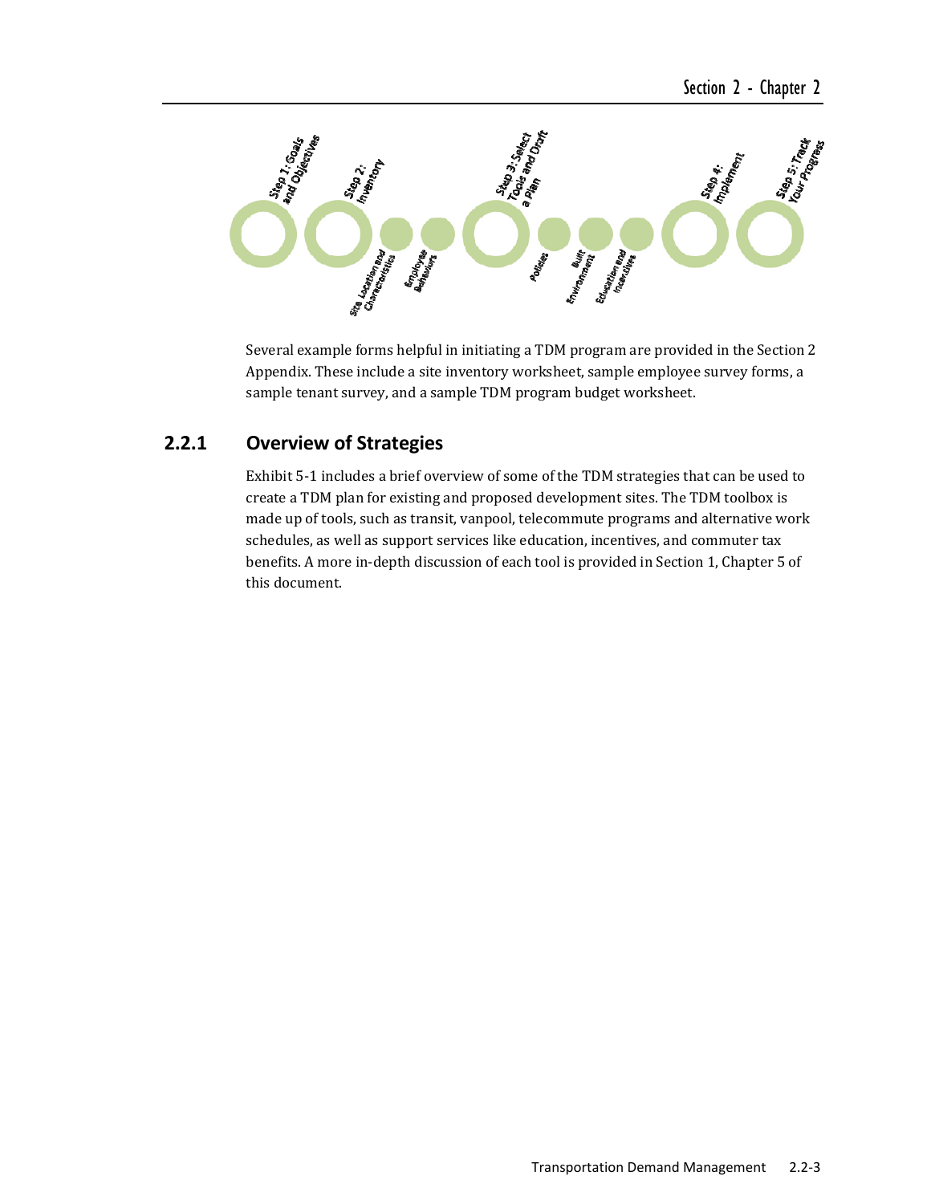Several example forms helpful in initiating a TDM program are provided in the Section 2 Appendix. These include a site inventory worksheet, sample employee survey forms, a sample tenant survey, and a sample TDM program budget worksheet.

## 2.2.1 Overview of Strategies

Exhibit 5-1 includes a brief overview of some of the TDM strategies that can be used to create a TDM plan for existing and proposed development sites. The TDM toolbox is made up of tools, such as transit, vanpool, telecommute programs and alternative work schedules, as well as support services like education, incentives, and commuter tax benefits. A more in-depth discussion of each tool is provided in Section 1, Chapter 5 of this document.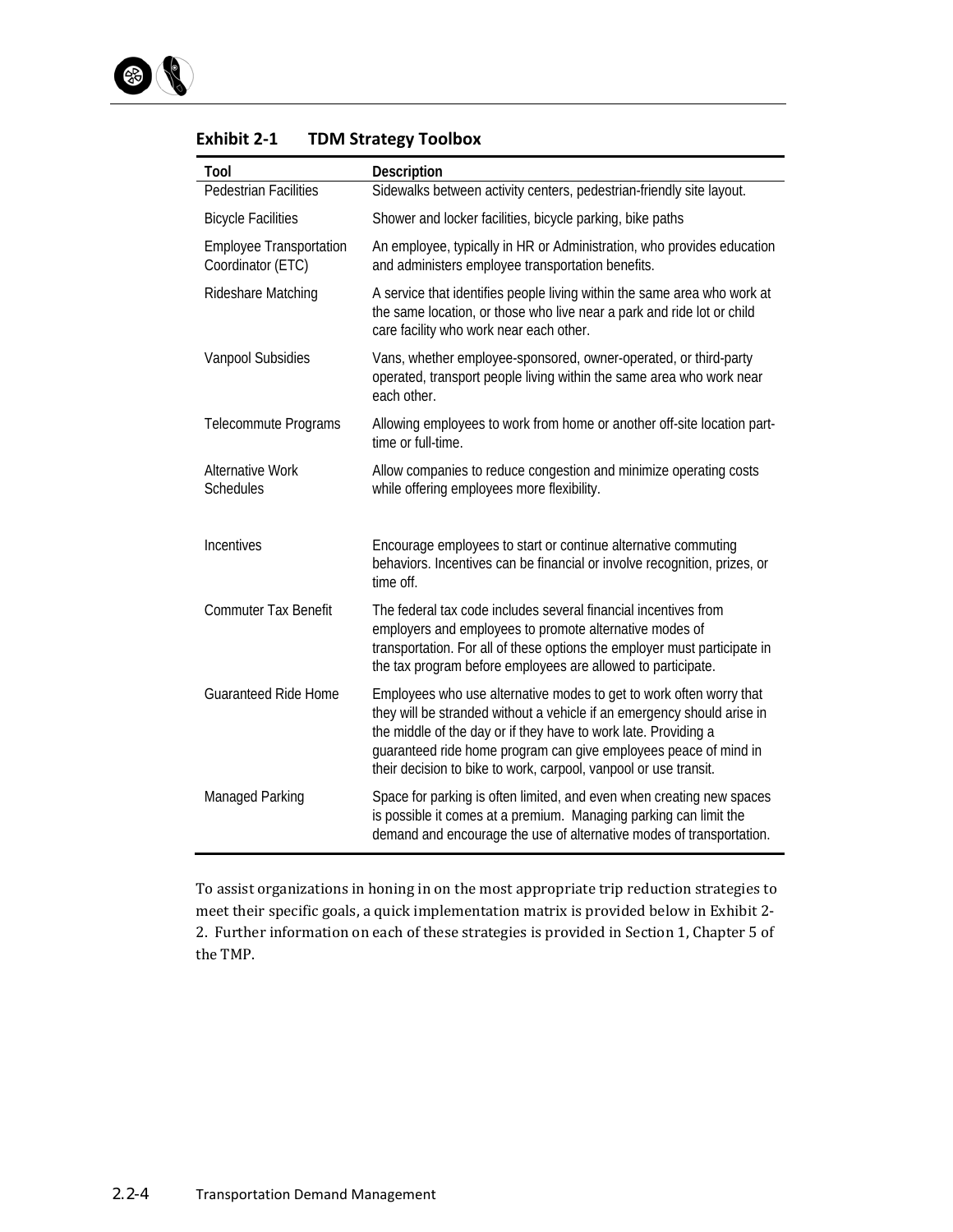**Exhibit 2-1 TDM Strategy Toolbox**

| Tool | Description |
|---|---|
| Pedestrian Facilities | Sidewalks between activity centers, pedestrian-friendly site layout. |
| Bicycle Facilities | Shower and locker facilities, bicycle parking, bike paths |
| Employee Transportation Coordinator (ETC) | An employee, typically in HR or Administration, who provides education and administers employee transportation benefits. |
| Rideshare Matching | A service that identifies people living within the same area who work at the same location, or those who live near a park and ride lot or child care facility who work near each other. |
| Vanpool Subsidies | Vans, whether employee-sponsored, owner-operated, or third-party operated, transport people living within the same area who work near each other. |
| Telecommute Programs | Allowing employees to work from home or another off-site location part-time or full-time. |
| Alternative Work Schedules | Allow companies to reduce congestion and minimize operating costs while offering employees more flexibility. |
| Incentives | Encourage employees to start or continue alternative commuting behaviors. Incentives can be financial or involve recognition, prizes, or time off. |
| Commuter Tax Benefit | The federal tax code includes several financial incentives from employers and employees to promote alternative modes of transportation. For all of these options the employer must participate in the tax program before employees are allowed to participate. |
| Guaranteed Ride Home | Employees who use alternative modes to get to work often worry that they will be stranded without a vehicle if an emergency should arise in the middle of the day or if they have to work late. Providing a guaranteed ride home program can give employees peace of mind in their decision to bike to work, carpool, vanpool or use transit. |
| Managed Parking | Space for parking is often limited, and even when creating new spaces is possible it comes at a premium. Managing parking can limit the demand and encourage the use of alternative modes of transportation. |

To assist organizations in honing in on the most appropriate trip reduction strategies to meet their specific goals, a quick implementation matrix is provided below in Exhibit 2-2. Further information on each of these strategies is provided in Section 1, Chapter 5 of the TMP.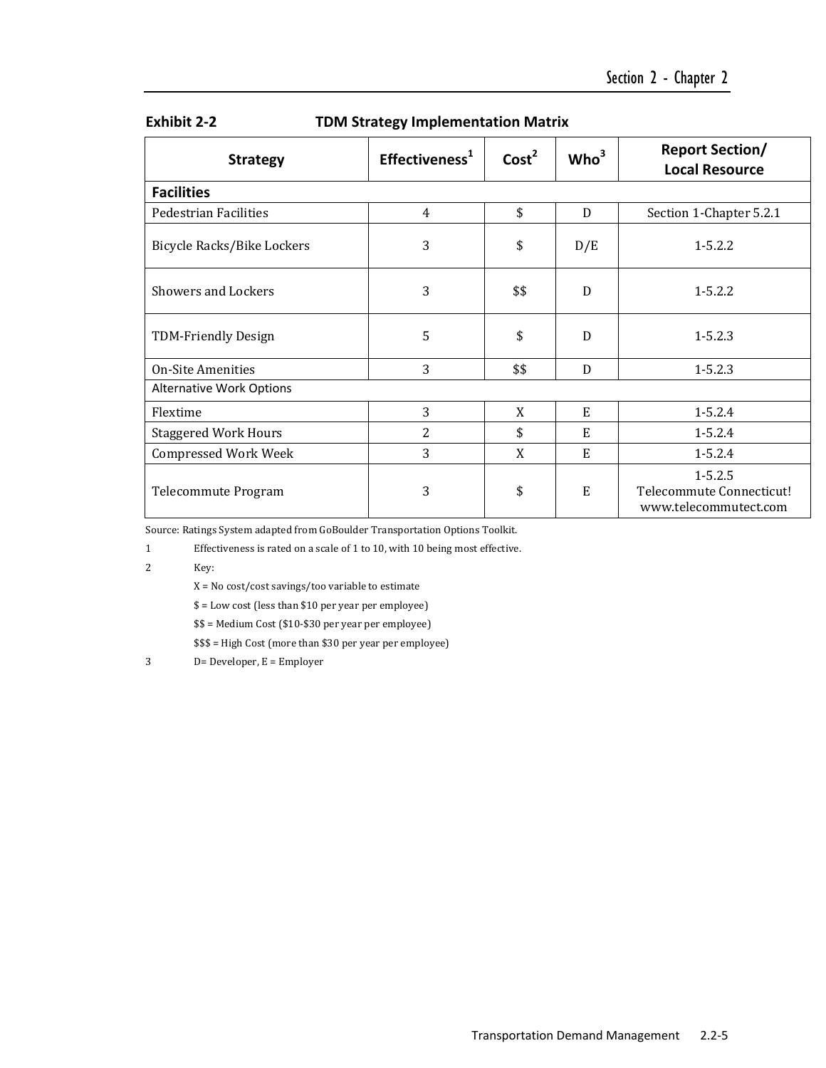**Exhibit 2-2 TDM Strategy Implementation Matrix**

| Strategy | Effectiveness[1] | Cost[2] | Who[3] | Report Section/ Local Resource |
|---|---|---|---|---|
| **Facilities** | | | | |
| Pedestrian Facilities | 4 | $ | D | Section 1-Chapter 5.2.1 |
| Bicycle Racks/Bike Lockers | 3 | $ | D/E | 1-5.2.2 |
| Showers and Lockers | 3 | $$ | D | 1-5.2.2 |
| TDM-Friendly Design | 5 | $ | D | 1-5.2.3 |
| On-Site Amenities | 3 | $$ | D | 1-5.2.3 |
| Alternative Work Options | | | | |
| Flextime | 3 | X | E | 1-5.2.4 |
| Staggered Work Hours | 2 | $ | E | 1-5.2.4 |
| Compressed Work Week | 3 | X | E | 1-5.2.4 |
| Telecommute Program | 3 | $ | E | 1-5.2.5 Telecommute Connecticut! www.telecommutect.com |

Source: Ratings System adapted from GoBoulder Transportation Options Toolkit.

1 Effectiveness is rated on a scale of 1 to 10, with 10 being most effective.

2 Key:

X = No cost/cost savings/too variable to estimate

$ = Low cost (less than $10 per year per employee)

$$ = Medium Cost ($10-$30 per year per employee)

$$$ = High Cost (more than $30 per year per employee)

3 D= Developer, E = Employer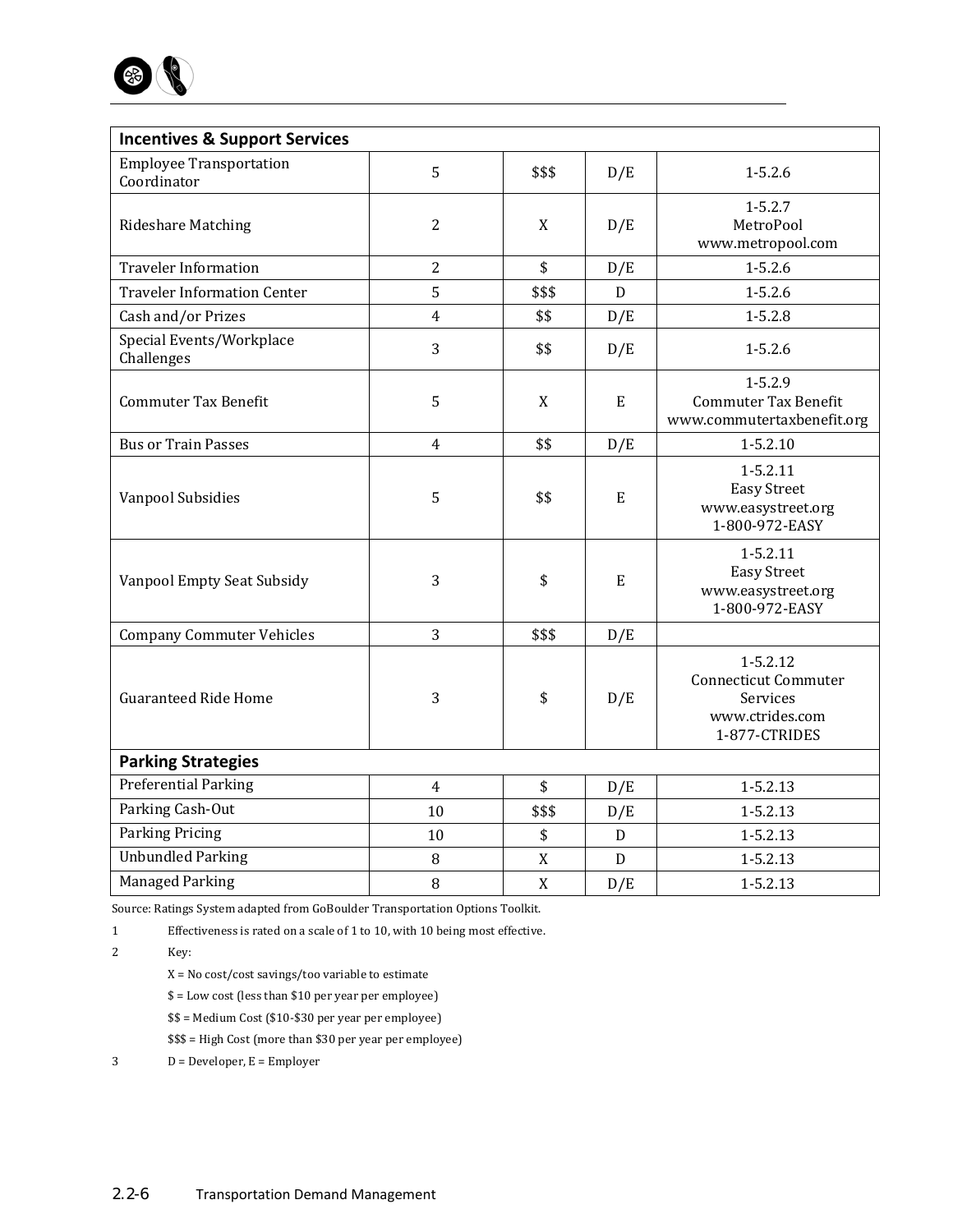| Incentives & Support Services | | | | |
|---|---|---|---|---|
| Employee Transportation Coordinator | 5 | $$$ | D/E | 1-5.2.6 |
| Rideshare Matching | 2 | X | D/E | 1-5.2.7 MetroPool www.metropool.com |
| Traveler Information | 2 | $ | D/E | 1-5.2.6 |
| Traveler Information Center | 5 | $$$ | D | 1-5.2.6 |
| Cash and/or Prizes | 4 | $$ | D/E | 1-5.2.8 |
| Special Events/Workplace Challenges | 3 | $$ | D/E | 1-5.2.6 |
| Commuter Tax Benefit | 5 | X | E | 1-5.2.9 Commuter Tax Benefit www.commutertaxbenefit.org |
| Bus or Train Passes | 4 | $$ | D/E | 1-5.2.10 |
| Vanpool Subsidies | 5 | $$ | E | 1-5.2.11 Easy Street www.easystreet.org 1-800-972-EASY |
| Vanpool Empty Seat Subsidy | 3 | $ | E | 1-5.2.11 Easy Street www.easystreet.org 1-800-972-EASY |
| Company Commuter Vehicles | 3 | $$$ | D/E | |
| Guaranteed Ride Home | 3 | $ | D/E | 1-5.2.12 Connecticut Commuter Services www.ctrides.com 1-877-CTRIDES |
| **Parking Strategies** | | | | |
| Preferential Parking | 4 | $ | D/E | 1-5.2.13 |
| Parking Cash-Out | 10 | $$$ | D/E | 1-5.2.13 |
| Parking Pricing | 10 | $ | D | 1-5.2.13 |
| Unbundled Parking | 8 | X | D | 1-5.2.13 |
| Managed Parking | 8 | X | D/E | 1-5.2.13 |

Source: Ratings System adapted from GoBoulder Transportation Options Toolkit.

1 Effectiveness is rated on a scale of 1 to 10, with 10 being most effective.

2 Key:

X = No cost/cost savings/too variable to estimate

$ = Low cost (less than $10 per year per employee)

$$ = Medium Cost ($10-$30 per year per employee)

$$$ = High Cost (more than $30 per year per employee)

3 D = Developer, E = Employer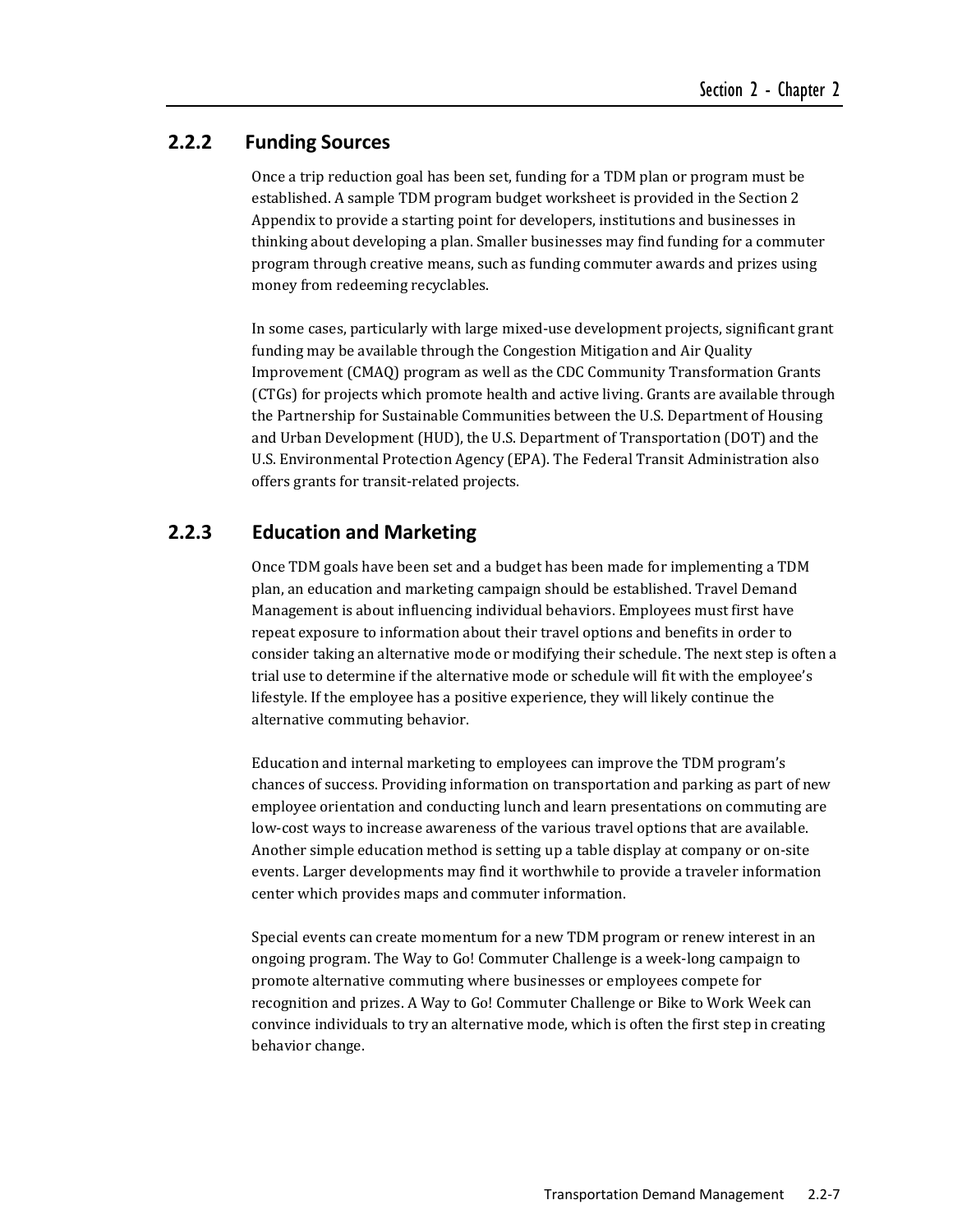### 2.2.2 Funding Sources

Once a trip reduction goal has been set, funding for a TDM plan or program must be established. A sample TDM program budget worksheet is provided in the Section 2 Appendix to provide a starting point for developers, institutions and businesses in thinking about developing a plan. Smaller businesses may find funding for a commuter program through creative means, such as funding commuter awards and prizes using money from redeeming recyclables.

In some cases, particularly with large mixed-use development projects, significant grant funding may be available through the Congestion Mitigation and Air Quality Improvement (CMAQ) program as well as the CDC Community Transformation Grants (CTGs) for projects which promote health and active living. Grants are available through the Partnership for Sustainable Communities between the U.S. Department of Housing and Urban Development (HUD), the U.S. Department of Transportation (DOT) and the U.S. Environmental Protection Agency (EPA). The Federal Transit Administration also offers grants for transit-related projects.

### 2.2.3 Education and Marketing

Once TDM goals have been set and a budget has been made for implementing a TDM plan, an education and marketing campaign should be established. Travel Demand Management is about influencing individual behaviors. Employees must first have repeat exposure to information about their travel options and benefits in order to consider taking an alternative mode or modifying their schedule. The next step is often a trial use to determine if the alternative mode or schedule will fit with the employee's lifestyle. If the employee has a positive experience, they will likely continue the alternative commuting behavior.

Education and internal marketing to employees can improve the TDM program's chances of success. Providing information on transportation and parking as part of new employee orientation and conducting lunch and learn presentations on commuting are low-cost ways to increase awareness of the various travel options that are available. Another simple education method is setting up a table display at company or on-site events. Larger developments may find it worthwhile to provide a traveler information center which provides maps and commuter information.

Special events can create momentum for a new TDM program or renew interest in an ongoing program. The Way to Go! Commuter Challenge is a week-long campaign to promote alternative commuting where businesses or employees compete for recognition and prizes. A Way to Go! Commuter Challenge or Bike to Work Week can convince individuals to try an alternative mode, which is often the first step in creating behavior change.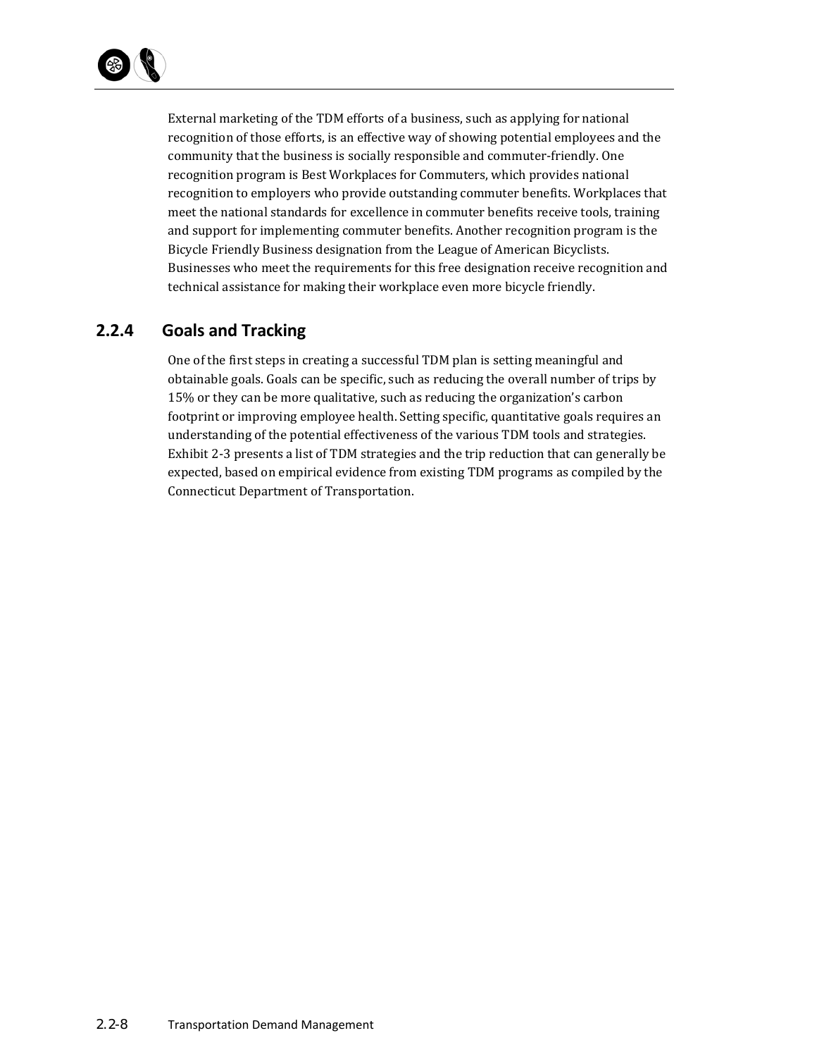External marketing of the TDM efforts of a business, such as applying for national recognition of those efforts, is an effective way of showing potential employees and the community that the business is socially responsible and commuter-friendly. One recognition program is Best Workplaces for Commuters, which provides national recognition to employers who provide outstanding commuter benefits. Workplaces that meet the national standards for excellence in commuter benefits receive tools, training and support for implementing commuter benefits. Another recognition program is the Bicycle Friendly Business designation from the League of American Bicyclists. Businesses who meet the requirements for this free designation receive recognition and technical assistance for making their workplace even more bicycle friendly.

### 2.2.4 Goals and Tracking

One of the first steps in creating a successful TDM plan is setting meaningful and obtainable goals. Goals can be specific, such as reducing the overall number of trips by 15% or they can be more qualitative, such as reducing the organization's carbon footprint or improving employee health. Setting specific, quantitative goals requires an understanding of the potential effectiveness of the various TDM tools and strategies. Exhibit 2-3 presents a list of TDM strategies and the trip reduction that can generally be expected, based on empirical evidence from existing TDM programs as compiled by the Connecticut Department of Transportation.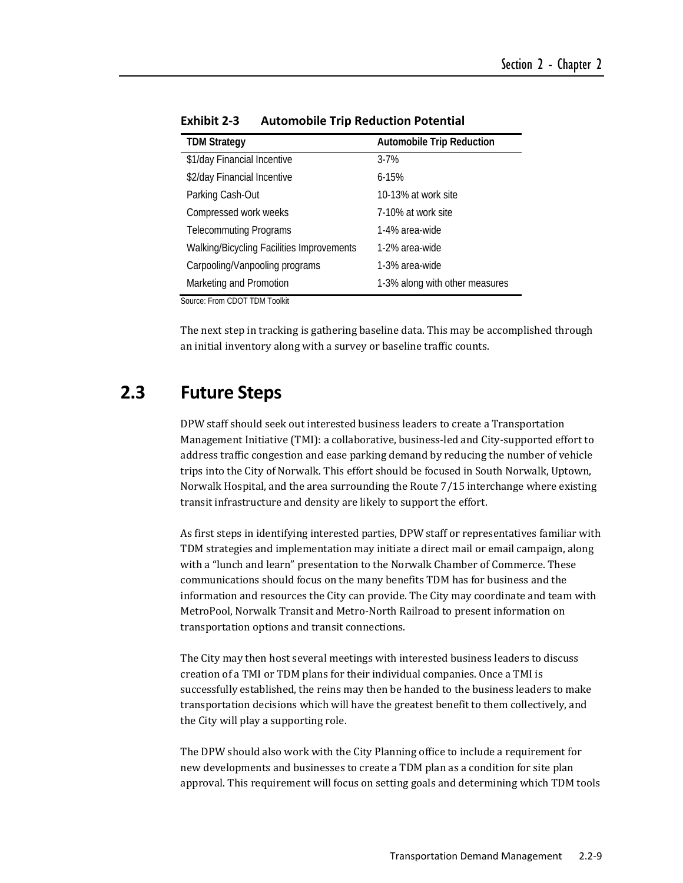**Exhibit 2-3 Automobile Trip Reduction Potential**

| TDM Strategy | Automobile Trip Reduction |
|---|---|
| $1/day Financial Incentive | 3-7% |
| $2/day Financial Incentive | 6-15% |
| Parking Cash-Out | 10-13% at work site |
| Compressed work weeks | 7-10% at work site |
| Telecommuting Programs | 1-4% area-wide |
| Walking/Bicycling Facilities Improvements | 1-2% area-wide |
| Carpooling/Vanpooling programs | 1-3% area-wide |
| Marketing and Promotion | 1-3% along with other measures |

Source: From CDOT TDM Toolkit

The next step in tracking is gathering baseline data. This may be accomplished through an initial inventory along with a survey or baseline traffic counts.

## 2.3 Future Steps

DPW staff should seek out interested business leaders to create a Transportation Management Initiative (TMI): a collaborative, business-led and City-supported effort to address traffic congestion and ease parking demand by reducing the number of vehicle trips into the City of Norwalk. This effort should be focused in South Norwalk, Uptown, Norwalk Hospital, and the area surrounding the Route 7/15 interchange where existing transit infrastructure and density are likely to support the effort.

As first steps in identifying interested parties, DPW staff or representatives familiar with TDM strategies and implementation may initiate a direct mail or email campaign, along with a "lunch and learn" presentation to the Norwalk Chamber of Commerce. These communications should focus on the many benefits TDM has for business and the information and resources the City can provide. The City may coordinate and team with MetroPool, Norwalk Transit and Metro-North Railroad to present information on transportation options and transit connections.

The City may then host several meetings with interested business leaders to discuss creation of a TMI or TDM plans for their individual companies. Once a TMI is successfully established, the reins may then be handed to the business leaders to make transportation decisions which will have the greatest benefit to them collectively, and the City will play a supporting role.

The DPW should also work with the City Planning office to include a requirement for new developments and businesses to create a TDM plan as a condition for site plan approval. This requirement will focus on setting goals and determining which TDM tools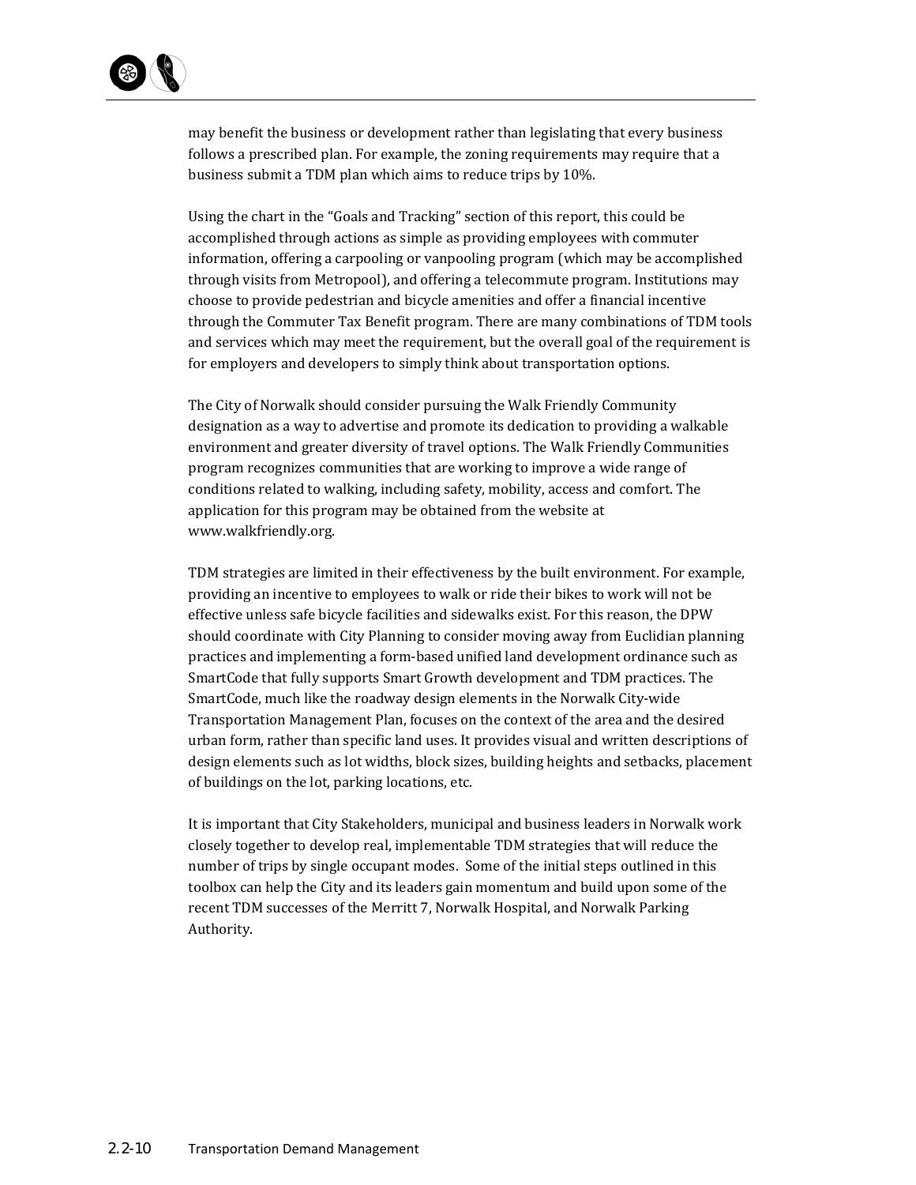may benefit the business or development rather than legislating that every business follows a prescribed plan. For example, the zoning requirements may require that a business submit a TDM plan which aims to reduce trips by 10%.

Using the chart in the "Goals and Tracking" section of this report, this could be accomplished through actions as simple as providing employees with commuter information, offering a carpooling or vanpooling program (which may be accomplished through visits from Metropool), and offering a telecommute program. Institutions may choose to provide pedestrian and bicycle amenities and offer a financial incentive through the Commuter Tax Benefit program. There are many combinations of TDM tools and services which may meet the requirement, but the overall goal of the requirement is for employers and developers to simply think about transportation options.

The City of Norwalk should consider pursuing the Walk Friendly Community designation as a way to advertise and promote its dedication to providing a walkable environment and greater diversity of travel options. The Walk Friendly Communities program recognizes communities that are working to improve a wide range of conditions related to walking, including safety, mobility, access and comfort. The application for this program may be obtained from the website at www.walkfriendly.org.

TDM strategies are limited in their effectiveness by the built environment. For example, providing an incentive to employees to walk or ride their bikes to work will not be effective unless safe bicycle facilities and sidewalks exist. For this reason, the DPW should coordinate with City Planning to consider moving away from Euclidian planning practices and implementing a form-based unified land development ordinance such as SmartCode that fully supports Smart Growth development and TDM practices. The SmartCode, much like the roadway design elements in the Norwalk City-wide Transportation Management Plan, focuses on the context of the area and the desired urban form, rather than specific land uses. It provides visual and written descriptions of design elements such as lot widths, block sizes, building heights and setbacks, placement of buildings on the lot, parking locations, etc.

It is important that City Stakeholders, municipal and business leaders in Norwalk work closely together to develop real, implementable TDM strategies that will reduce the number of trips by single occupant modes. Some of the initial steps outlined in this toolbox can help the City and its leaders gain momentum and build upon some of the recent TDM successes of the Merritt 7, Norwalk Hospital, and Norwalk Parking Authority.